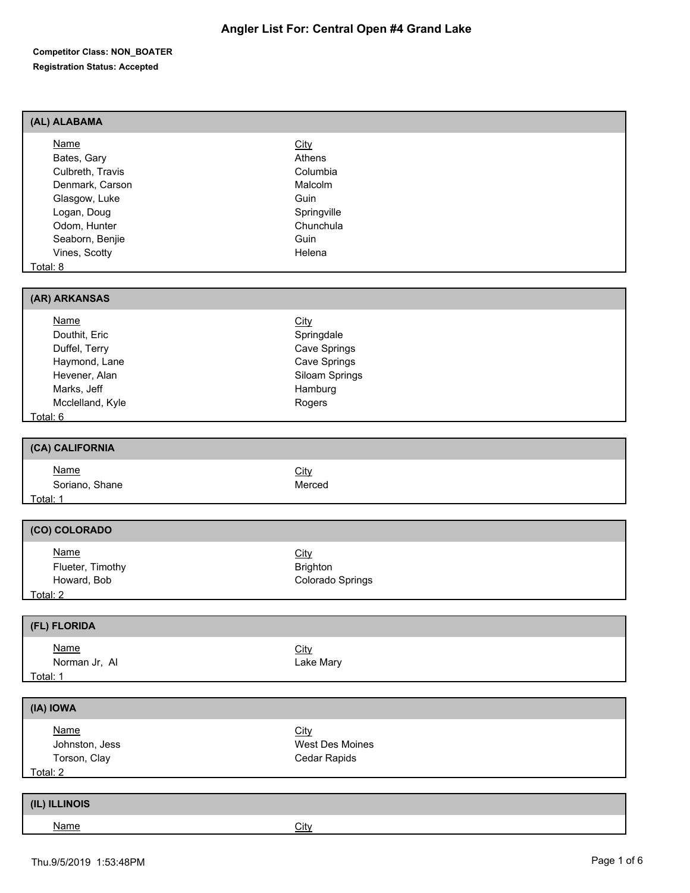# Angler List For: Central Open #4 Grand Lake

**Competitor Class: NON_BOATER**

**Registration Status: Accepted**

## (AL) ALABAMA

| Name | City |
| --- | --- |
| Bates, Gary | Athens |
| Culbreth, Travis | Columbia |
| Denmark, Carson | Malcolm |
| Glasgow, Luke | Guin |
| Logan, Doug | Springville |
| Odom, Hunter | Chunchula |
| Seaborn, Benjie | Guin |
| Vines, Scotty | Helena |

Total: 8

## (AR) ARKANSAS

| Name | City |
| --- | --- |
| Douthit, Eric | Springdale |
| Duffel, Terry | Cave Springs |
| Haymond, Lane | Cave Springs |
| Hevener, Alan | Siloam Springs |
| Marks, Jeff | Hamburg |
| Mcclelland, Kyle | Rogers |

Total: 6

## (CA) CALIFORNIA

| Name | City |
| --- | --- |
| Soriano, Shane | Merced |

Total: 1

## (CO) COLORADO

| Name | City |
| --- | --- |
| Flueter, Timothy | Brighton |
| Howard, Bob | Colorado Springs |

Total: 2

## (FL) FLORIDA

| Name | City |
| --- | --- |
| Norman Jr, Al | Lake Mary |

Total: 1

## (IA) IOWA

| Name | City |
| --- | --- |
| Johnston, Jess | West Des Moines |
| Torson, Clay | Cedar Rapids |

Total: 2

## (IL) ILLINOIS

| Name | City |
| --- | --- |

Thu.9/5/2019 1:53:48PM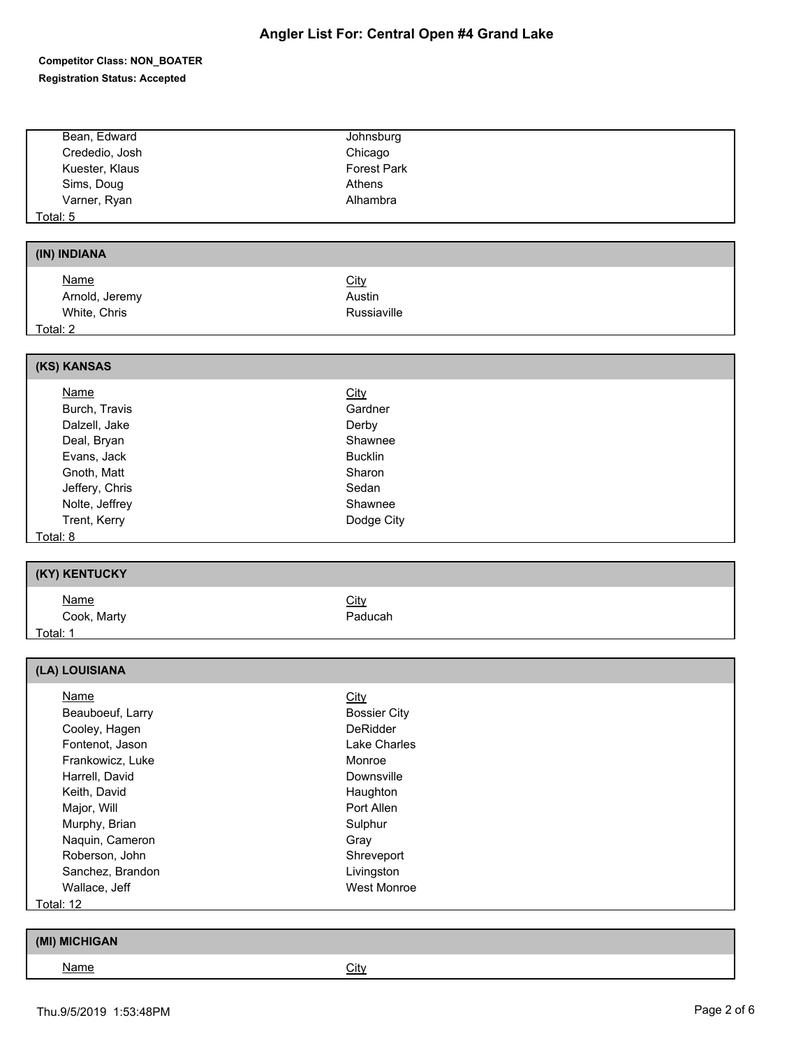# Angler List For: Central Open #4 Grand Lake

**Competitor Class: NON_BOATER**

**Registration Status: Accepted**

| Name | City |
|---|---|
| Bean, Edward | Johnsburg |
| Crededio, Josh | Chicago |
| Kuester, Klaus | Forest Park |
| Sims, Doug | Athens |
| Varner, Ryan | Alhambra |

Total: 5

## (IN) INDIANA

| Name | City |
|---|---|
| Arnold, Jeremy | Austin |
| White, Chris | Russiaville |

Total: 2

## (KS) KANSAS

| Name | City |
|---|---|
| Burch, Travis | Gardner |
| Dalzell, Jake | Derby |
| Deal, Bryan | Shawnee |
| Evans, Jack | Bucklin |
| Gnoth, Matt | Sharon |
| Jeffery, Chris | Sedan |
| Nolte, Jeffrey | Shawnee |
| Trent, Kerry | Dodge City |

Total: 8

## (KY) KENTUCKY

| Name | City |
|---|---|
| Cook, Marty | Paducah |

Total: 1

## (LA) LOUISIANA

| Name | City |
|---|---|
| Beauboeuf, Larry | Bossier City |
| Cooley, Hagen | DeRidder |
| Fontenot, Jason | Lake Charles |
| Frankowicz, Luke | Monroe |
| Harrell, David | Downsville |
| Keith, David | Haughton |
| Major, Will | Port Allen |
| Murphy, Brian | Sulphur |
| Naquin, Cameron | Gray |
| Roberson, John | Shreveport |
| Sanchez, Brandon | Livingston |
| Wallace, Jeff | West Monroe |

Total: 12

## (MI) MICHIGAN

| Name | City |
|---|---|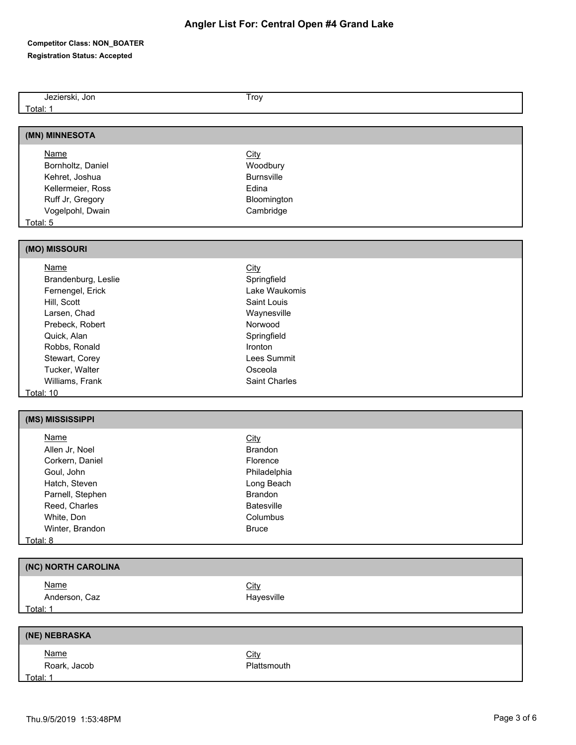# Angler List For: Central Open #4 Grand Lake

**Competitor Class: NON_BOATER**

**Registration Status: Accepted**

| Name | City |
|---|---|
| Jezierski, Jon | Troy |

Total: 1

## (MN) MINNESOTA

| Name | City |
|---|---|
| Bornholtz, Daniel | Woodbury |
| Kehret, Joshua | Burnsville |
| Kellermeier, Ross | Edina |
| Ruff Jr, Gregory | Bloomington |
| Vogelpohl, Dwain | Cambridge |

Total: 5

## (MO) MISSOURI

| Name | City |
|---|---|
| Brandenburg, Leslie | Springfield |
| Fernengel, Erick | Lake Waukomis |
| Hill, Scott | Saint Louis |
| Larsen, Chad | Waynesville |
| Prebeck, Robert | Norwood |
| Quick, Alan | Springfield |
| Robbs, Ronald | Ironton |
| Stewart, Corey | Lees Summit |
| Tucker, Walter | Osceola |
| Williams, Frank | Saint Charles |

Total: 10

## (MS) MISSISSIPPI

| Name | City |
|---|---|
| Allen Jr, Noel | Brandon |
| Corkern, Daniel | Florence |
| Goul, John | Philadelphia |
| Hatch, Steven | Long Beach |
| Parnell, Stephen | Brandon |
| Reed, Charles | Batesville |
| White, Don | Columbus |
| Winter, Brandon | Bruce |

Total: 8

## (NC) NORTH CAROLINA

| Name | City |
|---|---|
| Anderson, Caz | Hayesville |

Total: 1

## (NE) NEBRASKA

| Name | City |
|---|---|
| Roark, Jacob | Plattsmouth |

Total: 1

Thu.9/5/2019 1:53:48PM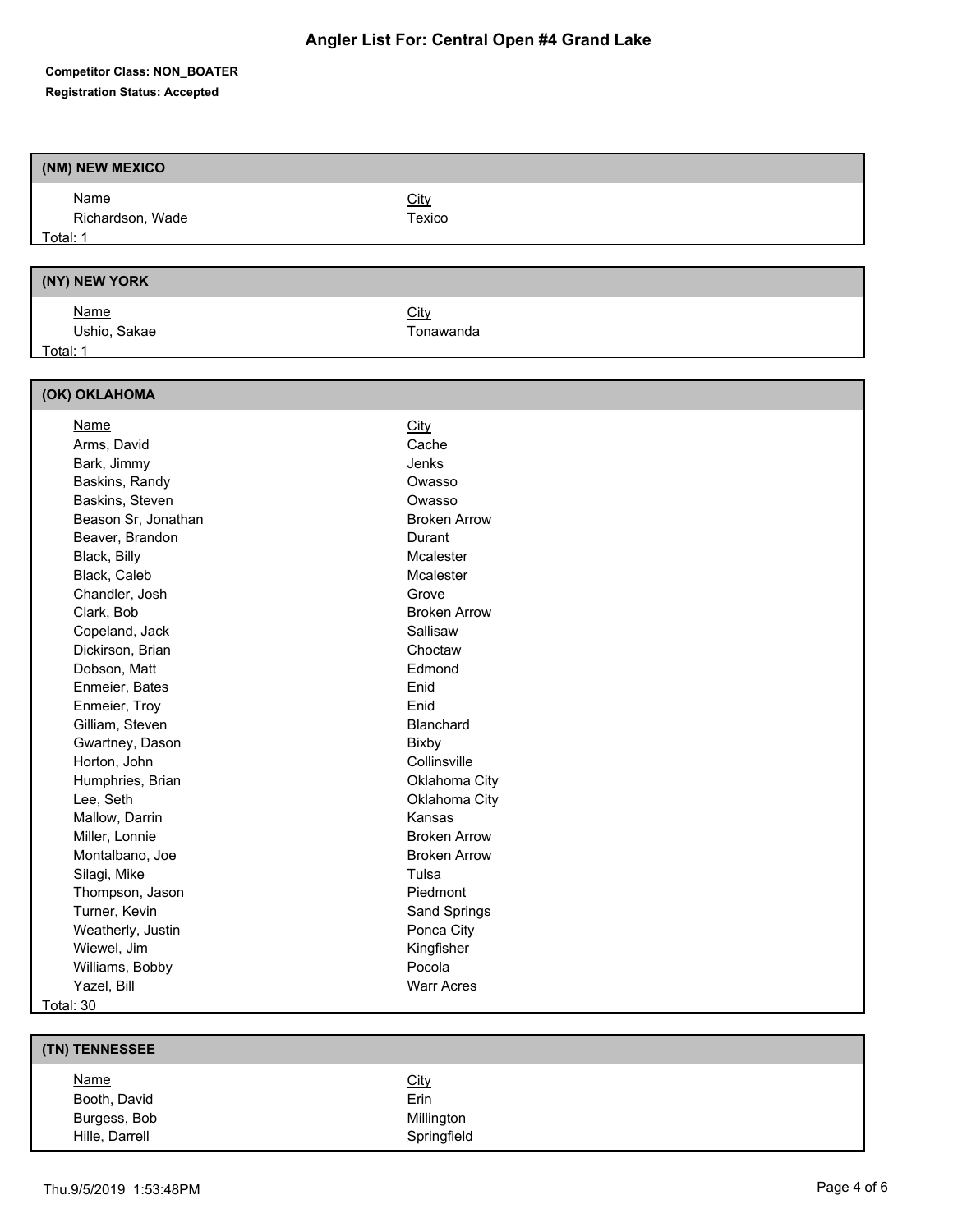# Angler List For: Central Open #4 Grand Lake

**Competitor Class: NON_BOATER**

**Registration Status: Accepted**

## (NM) NEW MEXICO

| Name | City |
|---|---|
| Richardson, Wade | Texico |

Total: 1

## (NY) NEW YORK

| Name | City |
|---|---|
| Ushio, Sakae | Tonawanda |

Total: 1

## (OK) OKLAHOMA

| Name | City |
|---|---|
| Arms, David | Cache |
| Bark, Jimmy | Jenks |
| Baskins, Randy | Owasso |
| Baskins, Steven | Owasso |
| Beason Sr, Jonathan | Broken Arrow |
| Beaver, Brandon | Durant |
| Black, Billy | Mcalester |
| Black, Caleb | Mcalester |
| Chandler, Josh | Grove |
| Clark, Bob | Broken Arrow |
| Copeland, Jack | Sallisaw |
| Dickirson, Brian | Choctaw |
| Dobson, Matt | Edmond |
| Enmeier, Bates | Enid |
| Enmeier, Troy | Enid |
| Gilliam, Steven | Blanchard |
| Gwartney, Dason | Bixby |
| Horton, John | Collinsville |
| Humphries, Brian | Oklahoma City |
| Lee, Seth | Oklahoma City |
| Mallow, Darrin | Kansas |
| Miller, Lonnie | Broken Arrow |
| Montalbano, Joe | Broken Arrow |
| Silagi, Mike | Tulsa |
| Thompson, Jason | Piedmont |
| Turner, Kevin | Sand Springs |
| Weatherly, Justin | Ponca City |
| Wiewel, Jim | Kingfisher |
| Williams, Bobby | Pocola |
| Yazel, Bill | Warr Acres |

Total: 30

## (TN) TENNESSEE

| Name | City |
|---|---|
| Booth, David | Erin |
| Burgess, Bob | Millington |
| Hille, Darrell | Springfield |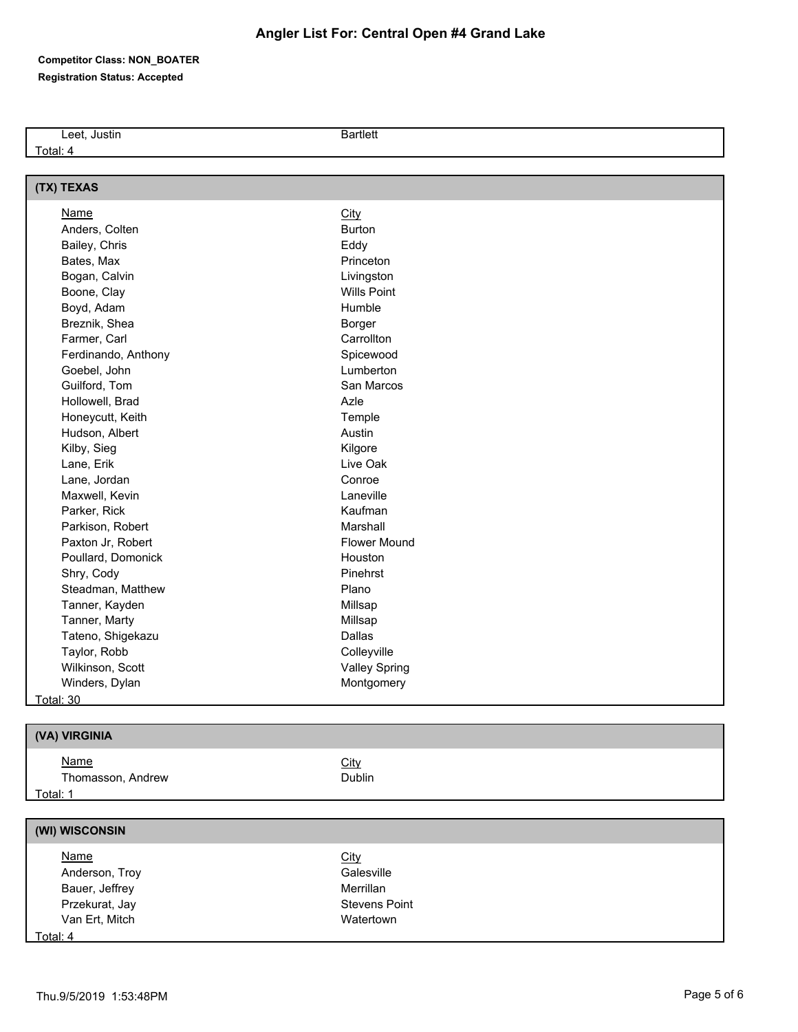# Angler List For: Central Open #4 Grand Lake

**Competitor Class: NON_BOATER**

**Registration Status: Accepted**

| Name | City |
|---|---|
| Leet, Justin | Bartlett |

Total: 4

## (TX) TEXAS

| Name | City |
|---|---|
| Anders, Colten | Burton |
| Bailey, Chris | Eddy |
| Bates, Max | Princeton |
| Bogan, Calvin | Livingston |
| Boone, Clay | Wills Point |
| Boyd, Adam | Humble |
| Breznik, Shea | Borger |
| Farmer, Carl | Carrollton |
| Ferdinando, Anthony | Spicewood |
| Goebel, John | Lumberton |
| Guilford, Tom | San Marcos |
| Hollowell, Brad | Azle |
| Honeycutt, Keith | Temple |
| Hudson, Albert | Austin |
| Kilby, Sieg | Kilgore |
| Lane, Erik | Live Oak |
| Lane, Jordan | Conroe |
| Maxwell, Kevin | Laneville |
| Parker, Rick | Kaufman |
| Parkison, Robert | Marshall |
| Paxton Jr, Robert | Flower Mound |
| Poullard, Domonick | Houston |
| Shry, Cody | Pinehrst |
| Steadman, Matthew | Plano |
| Tanner, Kayden | Millsap |
| Tanner, Marty | Millsap |
| Tateno, Shigekazu | Dallas |
| Taylor, Robb | Colleyville |
| Wilkinson, Scott | Valley Spring |
| Winders, Dylan | Montgomery |

Total: 30

## (VA) VIRGINIA

| Name | City |
|---|---|
| Thomasson, Andrew | Dublin |

Total: 1

## (WI) WISCONSIN

| Name | City |
|---|---|
| Anderson, Troy | Galesville |
| Bauer, Jeffrey | Merrillan |
| Przekurat, Jay | Stevens Point |
| Van Ert, Mitch | Watertown |

Total: 4

Thu.9/5/2019 1:53:48PM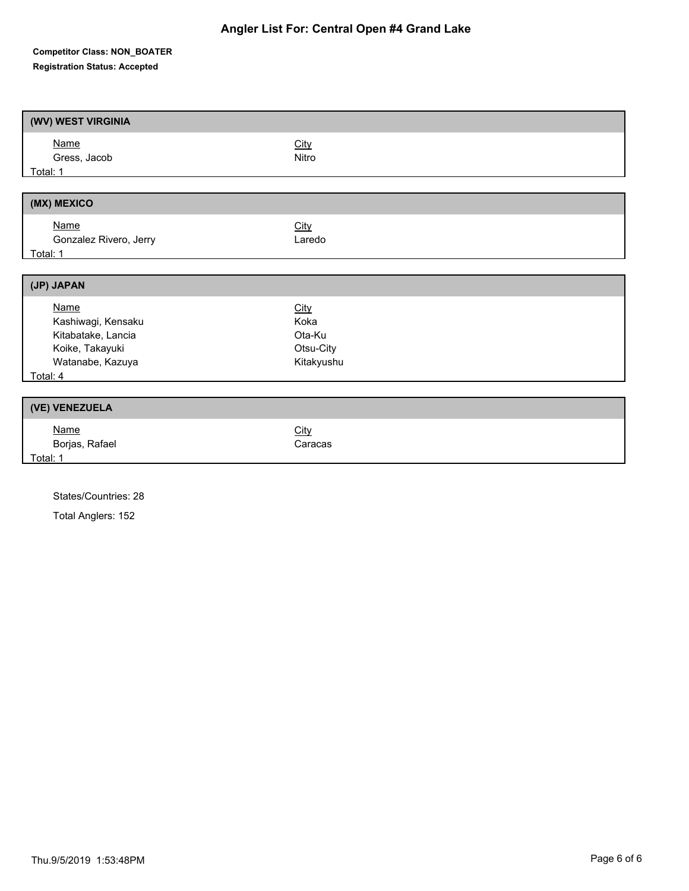## Angler List For: Central Open #4 Grand Lake

**Competitor Class: NON_BOATER**

**Registration Status: Accepted**

### (WV) WEST VIRGINIA

| Name | City |
|---|---|
| Gress, Jacob | Nitro |

Total: 1

### (MX) MEXICO

| Name | City |
|---|---|
| Gonzalez Rivero, Jerry | Laredo |

Total: 1

### (JP) JAPAN

| Name | City |
|---|---|
| Kashiwagi, Kensaku | Koka |
| Kitabatake, Lancia | Ota-Ku |
| Koike, Takayuki | Otsu-City |
| Watanabe, Kazuya | Kitakyushu |

Total: 4

### (VE) VENEZUELA

| Name | City |
|---|---|
| Borjas, Rafael | Caracas |

Total: 1

States/Countries: 28

Total Anglers: 152

Thu.9/5/2019 1:53:48PM